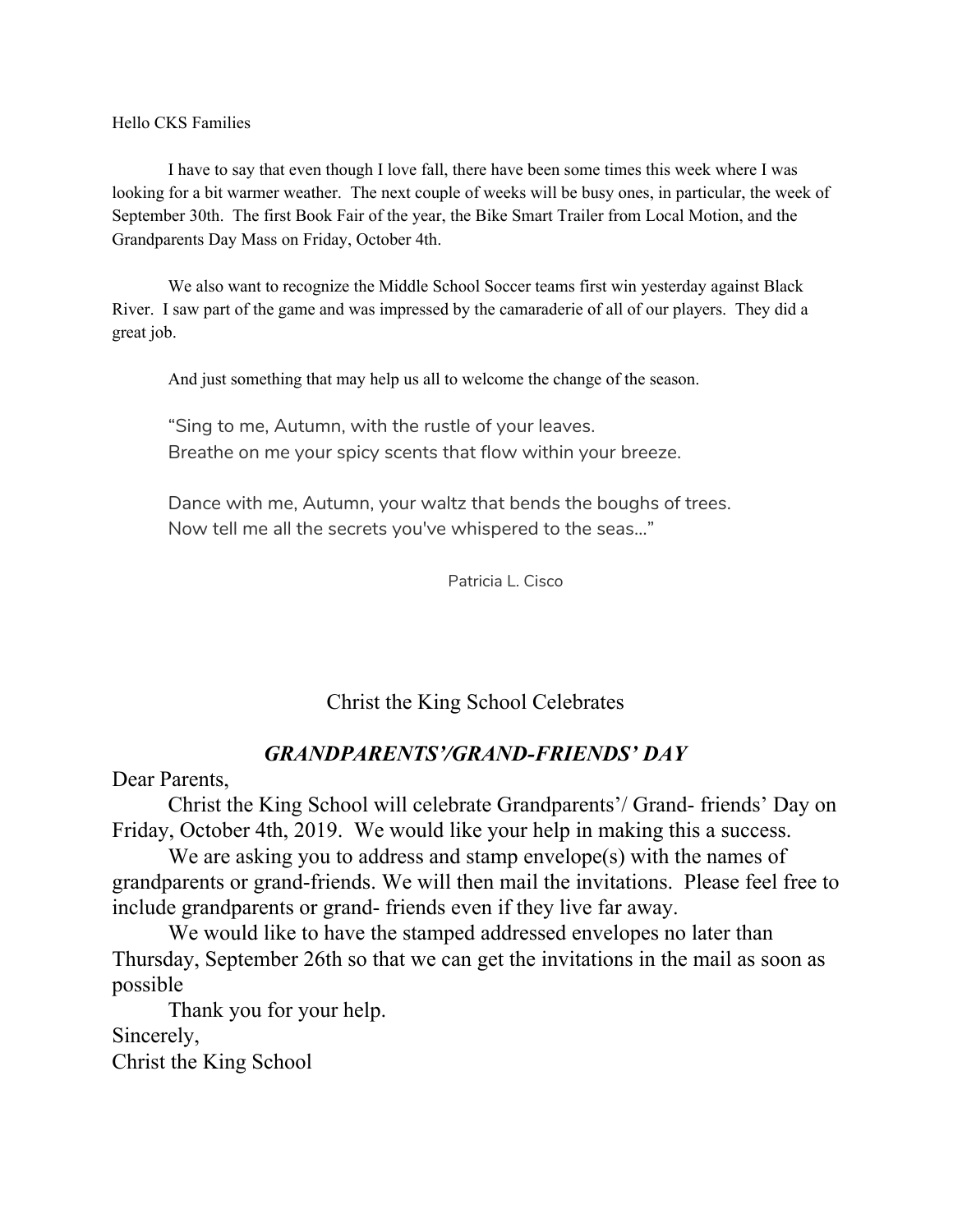Hello CKS Families

I have to say that even though I love fall, there have been some times this week where I was looking for a bit warmer weather. The next couple of weeks will be busy ones, in particular, the week of September 30th. The first Book Fair of the year, the Bike Smart Trailer from Local Motion, and the Grandparents Day Mass on Friday, October 4th.

We also want to recognize the Middle School Soccer teams first win yesterday against Black River. I saw part of the game and was impressed by the camaraderie of all of our players. They did a great job.

And just something that may help us all to welcome the change of the season.

> "Sing to me, Autumn, with the rustle of your leaves.
> Breathe on me your spicy scents that flow within your breeze.
>
> Dance with me, Autumn, your waltz that bends the boughs of trees.
> Now tell me all the secrets you've whispered to the seas..."
>
> Patricia L. Cisco

## Christ the King School Celebrates

## ***GRANDPARENTS'/GRAND-FRIENDS' DAY***

Dear Parents,

Christ the King School will celebrate Grandparents'/ Grand- friends' Day on Friday, October 4th, 2019. We would like your help in making this a success.

We are asking you to address and stamp envelope(s) with the names of grandparents or grand-friends. We will then mail the invitations. Please feel free to include grandparents or grand- friends even if they live far away.

We would like to have the stamped addressed envelopes no later than Thursday, September 26th so that we can get the invitations in the mail as soon as possible

Thank you for your help.

Sincerely,
Christ the King School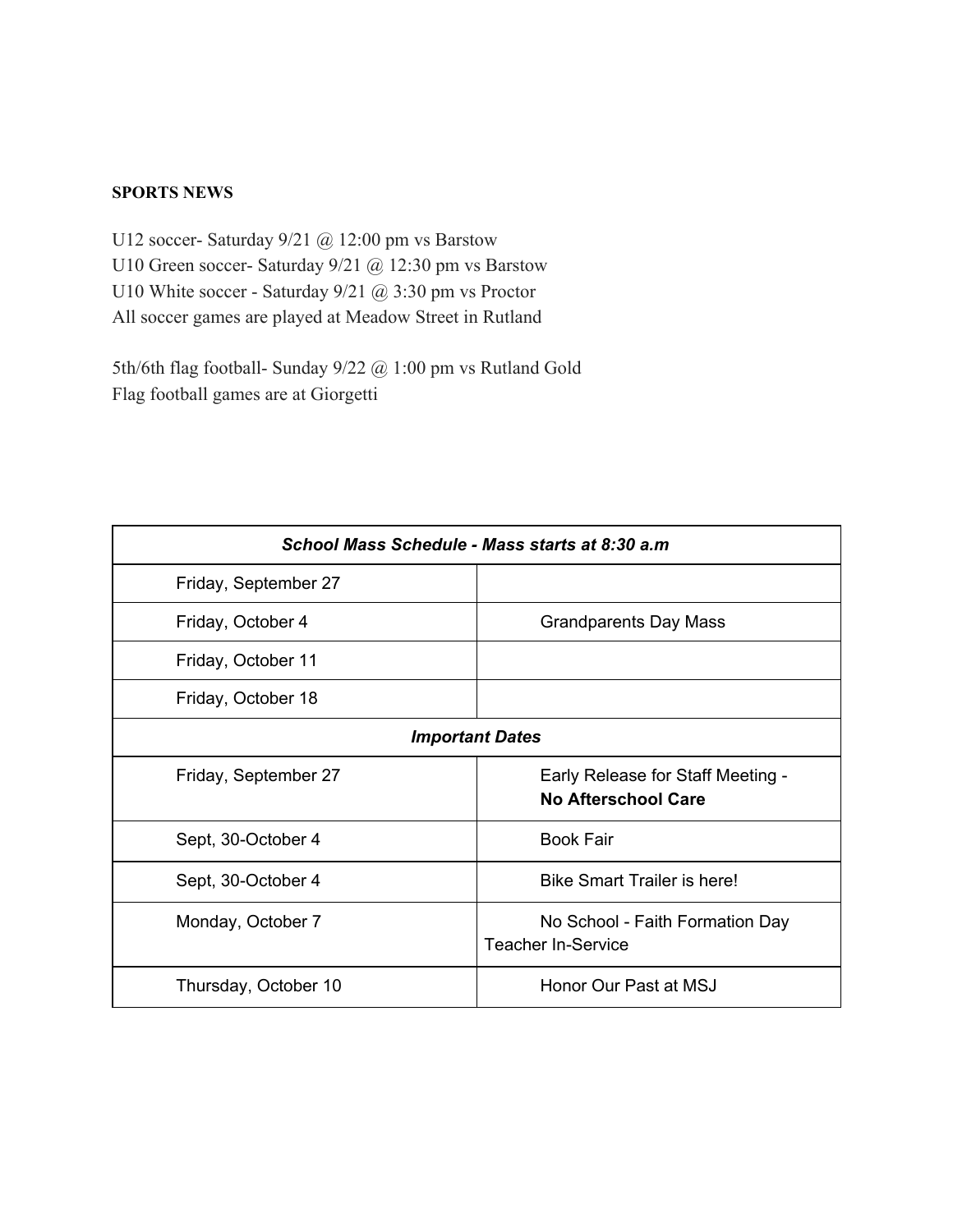**SPORTS NEWS**

U12 soccer- Saturday 9/21 @ 12:00 pm vs Barstow
U10 Green soccer- Saturday 9/21 @ 12:30 pm vs Barstow
U10 White soccer - Saturday 9/21 @ 3:30 pm vs Proctor
All soccer games are played at Meadow Street in Rutland

5th/6th flag football- Sunday 9/22 @ 1:00 pm vs Rutland Gold
Flag football games are at Giorgetti

| ***School Mass Schedule - Mass starts at 8:30 a.m*** | |
|---|---|
| Friday, September 27 | |
| Friday, October 4 | Grandparents Day Mass |
| Friday, October 11 | |
| Friday, October 18 | |
| ***Important Dates*** | |
| Friday, September 27 | Early Release for Staff Meeting - **No Afterschool Care** |
| Sept, 30-October 4 | Book Fair |
| Sept, 30-October 4 | Bike Smart Trailer is here! |
| Monday, October 7 | No School - Faith Formation Day Teacher In-Service |
| Thursday, October 10 | Honor Our Past at MSJ |